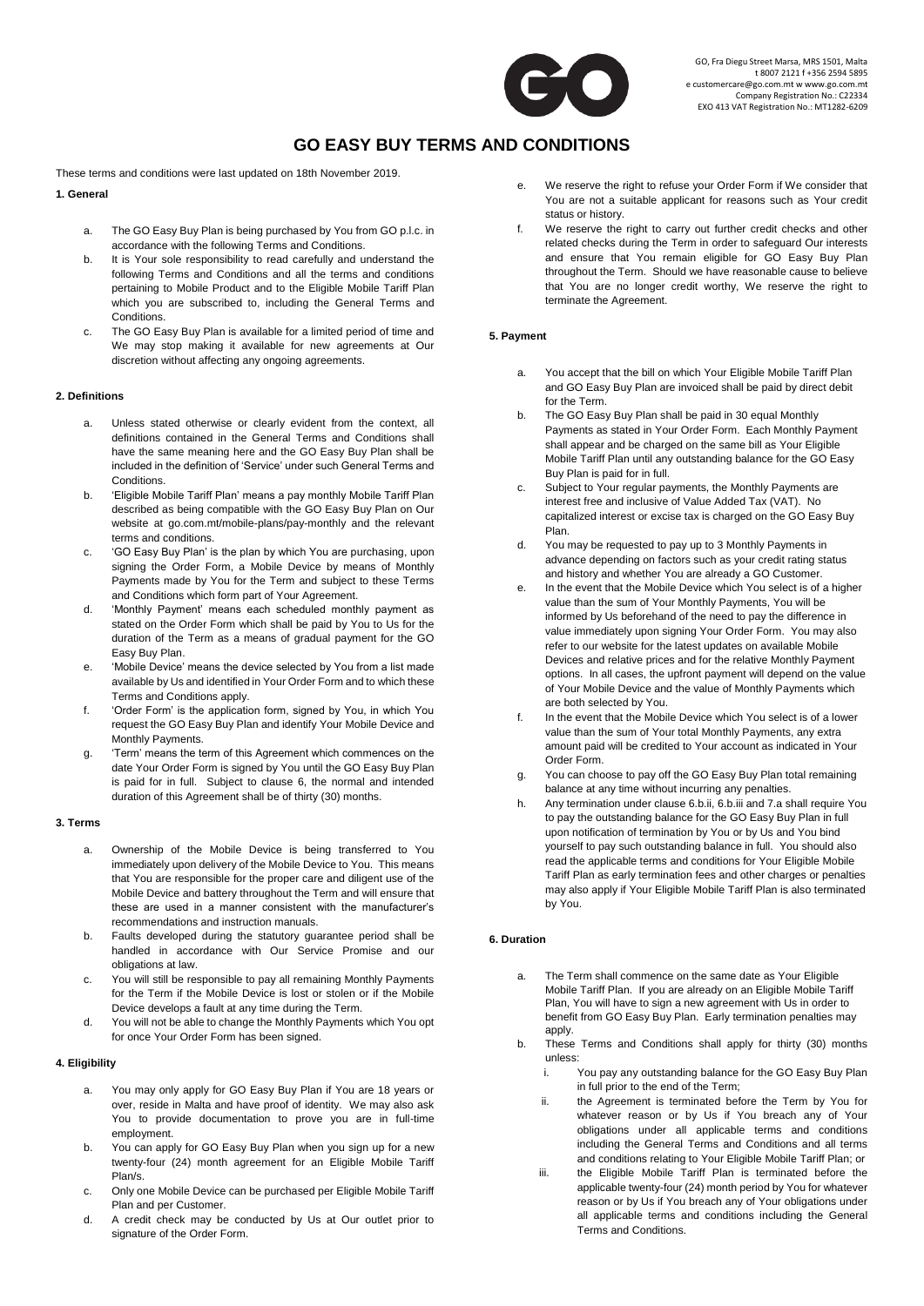GO, Fra Diegu Street Marsa, MRS 1501, Malta
t 8007 2121 f +356 2594 5895
e customercare@go.com.mt w www.go.com.mt
Company Registration No.: C22334
EXO 413 VAT Registration No.: MT1282-6209

# GO EASY BUY TERMS AND CONDITIONS

These terms and conditions were last updated on 18th November 2019.

**1. General**

a. The GO Easy Buy Plan is being purchased by You from GO p.l.c. in accordance with the following Terms and Conditions.

b. It is Your sole responsibility to read carefully and understand the following Terms and Conditions and all the terms and conditions pertaining to Mobile Product and to the Eligible Mobile Tariff Plan which you are subscribed to, including the General Terms and Conditions.

c. The GO Easy Buy Plan is available for a limited period of time and We may stop making it available for new agreements at Our discretion without affecting any ongoing agreements.

**2. Definitions**

a. Unless stated otherwise or clearly evident from the context, all definitions contained in the General Terms and Conditions shall have the same meaning here and the GO Easy Buy Plan shall be included in the definition of 'Service' under such General Terms and Conditions.

b. 'Eligible Mobile Tariff Plan' means a pay monthly Mobile Tariff Plan described as being compatible with the GO Easy Buy Plan on Our website at go.com.mt/mobile-plans/pay-monthly and the relevant terms and conditions.

c. 'GO Easy Buy Plan' is the plan by which You are purchasing, upon signing the Order Form, a Mobile Device by means of Monthly Payments made by You for the Term and subject to these Terms and Conditions which form part of Your Agreement.

d. 'Monthly Payment' means each scheduled monthly payment as stated on the Order Form which shall be paid by You to Us for the duration of the Term as a means of gradual payment for the GO Easy Buy Plan.

e. 'Mobile Device' means the device selected by You from a list made available by Us and identified in Your Order Form and to which these Terms and Conditions apply.

f. 'Order Form' is the application form, signed by You, in which You request the GO Easy Buy Plan and identify Your Mobile Device and Monthly Payments.

g. 'Term' means the term of this Agreement which commences on the date Your Order Form is signed by You until the GO Easy Buy Plan is paid for in full. Subject to clause 6, the normal and intended duration of this Agreement shall be of thirty (30) months.

**3. Terms**

a. Ownership of the Mobile Device is being transferred to You immediately upon delivery of the Mobile Device to You. This means that You are responsible for the proper care and diligent use of the Mobile Device and battery throughout the Term and will ensure that these are used in a manner consistent with the manufacturer's recommendations and instruction manuals.

b. Faults developed during the statutory guarantee period shall be handled in accordance with Our Service Promise and our obligations at law.

c. You will still be responsible to pay all remaining Monthly Payments for the Term if the Mobile Device is lost or stolen or if the Mobile Device develops a fault at any time during the Term.

d. You will not be able to change the Monthly Payments which You opt for once Your Order Form has been signed.

**4. Eligibility**

a. You may only apply for GO Easy Buy Plan if You are 18 years or over, reside in Malta and have proof of identity. We may also ask You to provide documentation to prove you are in full-time employment.

b. You can apply for GO Easy Buy Plan when you sign up for a new twenty-four (24) month agreement for an Eligible Mobile Tariff Plan/s.

c. Only one Mobile Device can be purchased per Eligible Mobile Tariff Plan and per Customer.

d. A credit check may be conducted by Us at Our outlet prior to signature of the Order Form.

e. We reserve the right to refuse your Order Form if We consider that You are not a suitable applicant for reasons such as Your credit status or history.

f. We reserve the right to carry out further credit checks and other related checks during the Term in order to safeguard Our interests and ensure that You remain eligible for GO Easy Buy Plan throughout the Term. Should we have reasonable cause to believe that You are no longer credit worthy, We reserve the right to terminate the Agreement.

**5. Payment**

a. You accept that the bill on which Your Eligible Mobile Tariff Plan and GO Easy Buy Plan are invoiced shall be paid by direct debit for the Term.

b. The GO Easy Buy Plan shall be paid in 30 equal Monthly Payments as stated in Your Order Form. Each Monthly Payment shall appear and be charged on the same bill as Your Eligible Mobile Tariff Plan until any outstanding balance for the GO Easy Buy Plan is paid for in full.

c. Subject to Your regular payments, the Monthly Payments are interest free and inclusive of Value Added Tax (VAT). No capitalized interest or excise tax is charged on the GO Easy Buy Plan.

d. You may be requested to pay up to 3 Monthly Payments in advance depending on factors such as your credit rating status and history and whether You are already a GO Customer.

e. In the event that the Mobile Device which You select is of a higher value than the sum of Your Monthly Payments, You will be informed by Us beforehand of the need to pay the difference in value immediately upon signing Your Order Form. You may also refer to our website for the latest updates on available Mobile Devices and relative prices and for the relative Monthly Payment options. In all cases, the upfront payment will depend on the value of Your Mobile Device and the value of Monthly Payments which are both selected by You.

f. In the event that the Mobile Device which You select is of a lower value than the sum of Your total Monthly Payments, any extra amount paid will be credited to Your account as indicated in Your Order Form.

g. You can choose to pay off the GO Easy Buy Plan total remaining balance at any time without incurring any penalties.

h. Any termination under clause 6.b.ii, 6.b.iii and 7.a shall require You to pay the outstanding balance for the GO Easy Buy Plan in full upon notification of termination by You or by Us and You bind yourself to pay such outstanding balance in full. You should also read the applicable terms and conditions for Your Eligible Mobile Tariff Plan as early termination fees and other charges or penalties may also apply if Your Eligible Mobile Tariff Plan is also terminated by You.

**6. Duration**

a. The Term shall commence on the same date as Your Eligible Mobile Tariff Plan. If you are already on an Eligible Mobile Tariff Plan, You will have to sign a new agreement with Us in order to benefit from GO Easy Buy Plan. Early termination penalties may apply.

b. These Terms and Conditions shall apply for thirty (30) months unless:

   i. You pay any outstanding balance for the GO Easy Buy Plan in full prior to the end of the Term;

   ii. the Agreement is terminated before the Term by You for whatever reason or by Us if You breach any of Your obligations under all applicable terms and conditions including the General Terms and Conditions and all terms and conditions relating to Your Eligible Mobile Tariff Plan; or

   iii. the Eligible Mobile Tariff Plan is terminated before the applicable twenty-four (24) month period by You for whatever reason or by Us if You breach any of Your obligations under all applicable terms and conditions including the General Terms and Conditions.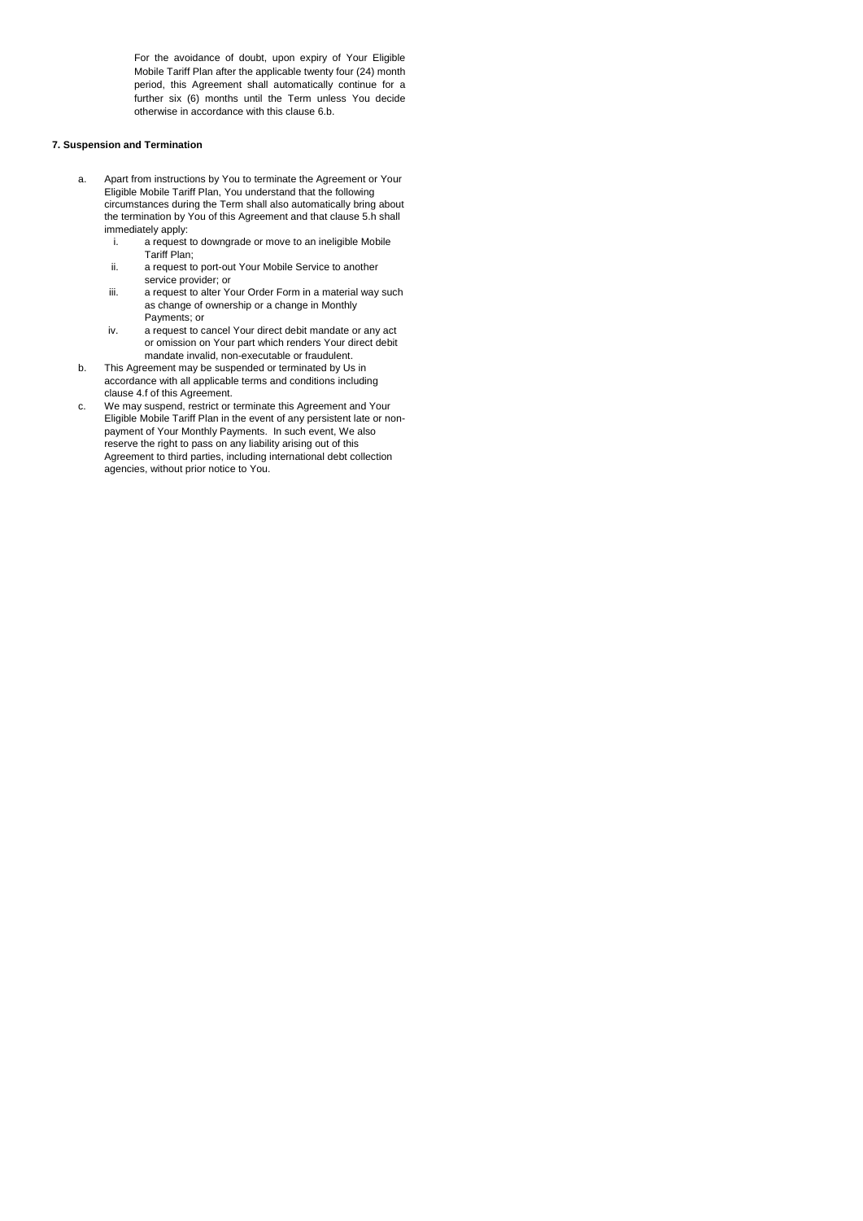For the avoidance of doubt, upon expiry of Your Eligible Mobile Tariff Plan after the applicable twenty four (24) month period, this Agreement shall automatically continue for a further six (6) months until the Term unless You decide otherwise in accordance with this clause 6.b.

**7. Suspension and Termination**

a. Apart from instructions by You to terminate the Agreement or Your Eligible Mobile Tariff Plan, You understand that the following circumstances during the Term shall also automatically bring about the termination by You of this Agreement and that clause 5.h shall immediately apply:
   i. a request to downgrade or move to an ineligible Mobile Tariff Plan;
   ii. a request to port-out Your Mobile Service to another service provider; or
   iii. a request to alter Your Order Form in a material way such as change of ownership or a change in Monthly Payments; or
   iv. a request to cancel Your direct debit mandate or any act or omission on Your part which renders Your direct debit mandate invalid, non-executable or fraudulent.

b. This Agreement may be suspended or terminated by Us in accordance with all applicable terms and conditions including clause 4.f of this Agreement.

c. We may suspend, restrict or terminate this Agreement and Your Eligible Mobile Tariff Plan in the event of any persistent late or non-payment of Your Monthly Payments. In such event, We also reserve the right to pass on any liability arising out of this Agreement to third parties, including international debt collection agencies, without prior notice to You.